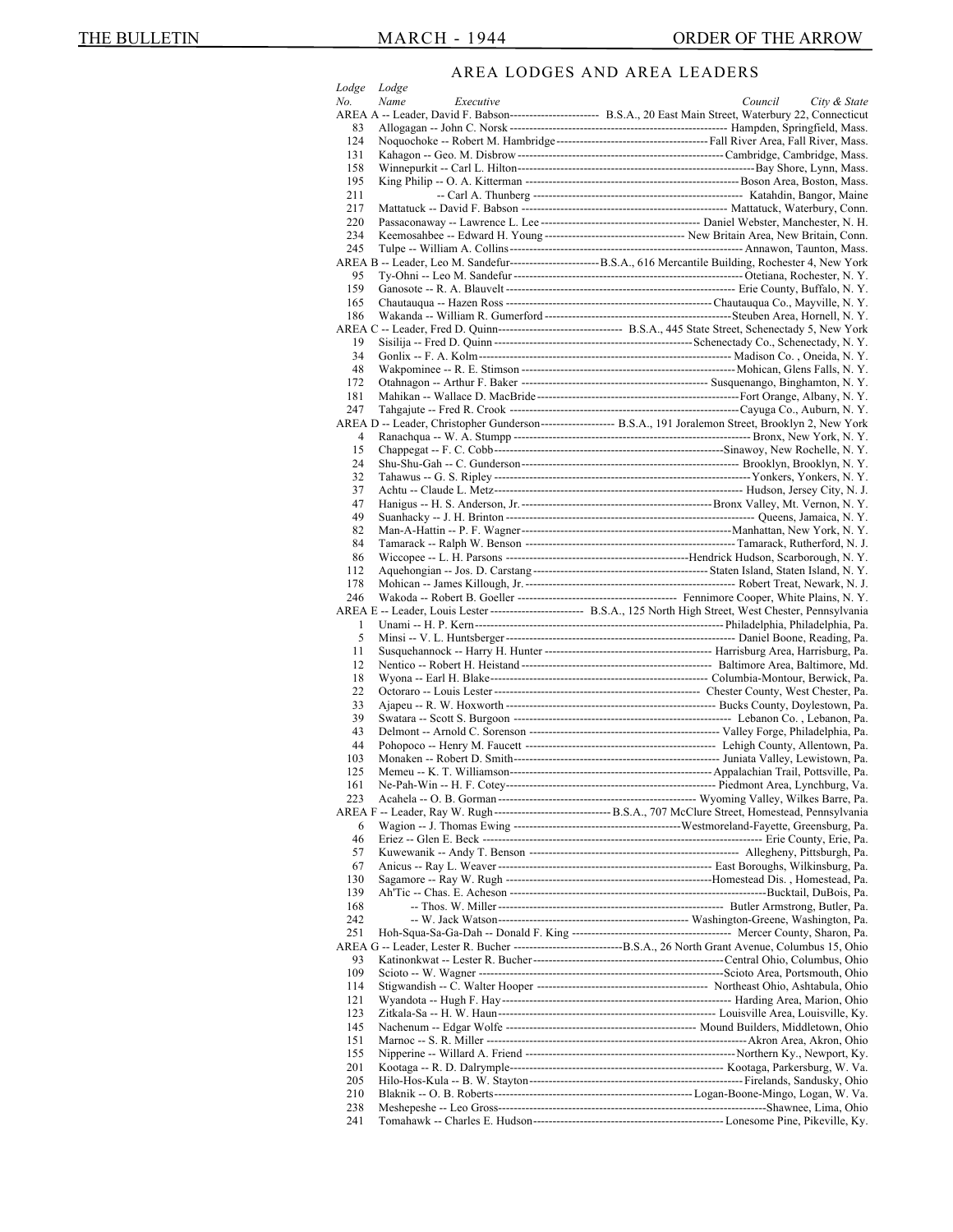## AREA LODGES AND AREA LEADERS

| Lodge No. | Lodge Name -- Executive | Council, City & State |
|---|---|---|
| AREA A -- Leader, David F. Babson | | B.S.A., 20 East Main Street, Waterbury 22, Connecticut |
| 83 | Allogagan -- John C. Norsk | Hampden, Springfield, Mass. |
| 124 | Noquochoke -- Robert M. Hambridge | Fall River Area, Fall River, Mass. |
| 131 | Kahagon -- Geo. M. Disbrow | Cambridge, Cambridge, Mass. |
| 158 | Winnepurkit -- Carl L. Hilton | Bay Shore, Lynn, Mass. |
| 195 | King Philip -- O. A. Kitterman | Boson Area, Boston, Mass. |
| 211 | -- Carl A. Thunberg | Katahdin, Bangor, Maine |
| 217 | Mattatuck -- David F. Babson | Mattatuck, Waterbury, Conn. |
| 220 | Passaconaway -- Lawrence L. Lee | Daniel Webster, Manchester, N. H. |
| 234 | Keemosahbee -- Edward H. Young | New Britain Area, New Britain, Conn. |
| 245 | Tulpe -- William A. Collins | Annawon, Taunton, Mass. |
| AREA B -- Leader, Leo M. Sandefur | | B.S.A., 616 Mercantile Building, Rochester 4, New York |
| 95 | Ty-Ohni -- Leo M. Sandefur | Otetiana, Rochester, N. Y. |
| 159 | Ganosote -- R. A. Blauvelt | Erie County, Buffalo, N. Y. |
| 165 | Chautauqua -- Hazen Ross | Chautauqua Co., Mayville, N. Y. |
| 186 | Wakanda -- William R. Gumerford | Steuben Area, Hornell, N. Y. |
| AREA C -- Leader, Fred D. Quinn | | B.S.A., 445 State Street, Schenectady 5, New York |
| 19 | Sisilija -- Fred D. Quinn | Schenectady Co., Schenectady, N. Y. |
| 34 | Gonlix -- F. A. Kolm | Madison Co. , Oneida, N. Y. |
| 48 | Wakpominee -- R. E. Stimson | Mohican, Glens Falls, N. Y. |
| 172 | Otahnagon -- Arthur F. Baker | Susquenango, Binghamton, N. Y. |
| 181 | Mahikan -- Wallace D. MacBride | Fort Orange, Albany, N. Y. |
| 247 | Tahgajute -- Fred R. Crook | Cayuga Co., Auburn, N. Y. |
| AREA D -- Leader, Christopher Gunderson | | B.S.A., 191 Joralemon Street, Brooklyn 2, New York |
| 4 | Ranachqua -- W. A. Stumpp | Bronx, New York, N. Y. |
| 15 | Chappegat -- F. C. Cobb | Sinawoy, New Rochelle, N. Y. |
| 24 | Shu-Shu-Gah -- C. Gunderson | Brooklyn, Brooklyn, N. Y. |
| 32 | Tahawus -- G. S. Ripley | Yonkers, Yonkers, N. Y. |
| 37 | Achtu -- Claude L. Metz | Hudson, Jersey City, N. J. |
| 47 | Hanigus -- H. S. Anderson, Jr. | Bronx Valley, Mt. Vernon, N. Y. |
| 49 | Suanhacky -- J. H. Brinton | Queens, Jamaica, N. Y. |
| 82 | Man-A-Hattin -- P. F. Wagner | Manhattan, New York, N. Y. |
| 84 | Tamarack -- Ralph W. Benson | Tamarack, Rutherford, N. J. |
| 86 | Wiccopee -- L. H. Parsons | Hendrick Hudson, Scarborough, N. Y. |
| 112 | Aquehongian -- Jos. D. Carstang | Staten Island, Staten Island, N. Y. |
| 178 | Mohican -- James Killough, Jr. | Robert Treat, Newark, N. J. |
| 246 | Wakoda -- Robert B. Goeller | Fennimore Cooper, White Plains, N. Y. |
| AREA E -- Leader, Louis Lester | | B.S.A., 125 North High Street, West Chester, Pennsylvania |
| 1 | Unami -- H. P. Kern | Philadelphia, Philadelphia, Pa. |
| 5 | Minsi -- V. L. Huntsberger | Daniel Boone, Reading, Pa. |
| 11 | Susquehannock -- Harry H. Hunter | Harrisburg Area, Harrisburg, Pa. |
| 12 | Nentico -- Robert H. Heistand | Baltimore Area, Baltimore, Md. |
| 18 | Wyona -- Earl H. Blake | Columbia-Montour, Berwick, Pa. |
| 22 | Octoraro -- Louis Lester | Chester County, West Chester, Pa. |
| 33 | Ajapeu -- R. W. Hoxworth | Bucks County, Doylestown, Pa. |
| 39 | Swatara -- Scott S. Burgoon | Lebanon Co. , Lebanon, Pa. |
| 43 | Delmont -- Arnold C. Sorenson | Valley Forge, Philadelphia, Pa. |
| 44 | Pohopoco -- Henry M. Faucett | Lehigh County, Allentown, Pa. |
| 103 | Monaken -- Robert D. Smith | Juniata Valley, Lewistown, Pa. |
| 125 | Memeu -- K. T. Williamson | Appalachian Trail, Pottsville, Pa. |
| 161 | Ne-Pah-Win -- H. F. Cotey | Piedmont Area, Lynchburg, Va. |
| 223 | Acahela -- O. B. Gorman | Wyoming Valley, Wilkes Barre, Pa. |
| AREA F -- Leader, Ray W. Rugh | | B.S.A., 707 McClure Street, Homestead, Pennsylvania |
| 6 | Wagion -- J. Thomas Ewing | Westmoreland-Fayette, Greensburg, Pa. |
| 46 | Eriez -- Glen E. Beck | Erie County, Erie, Pa. |
| 57 | Kuwewanik -- Andy T. Benson | Allegheny, Pittsburgh, Pa. |
| 67 | Anicus -- Ray L. Weaver | East Boroughs, Wilkinsburg, Pa. |
| 130 | Sagamore -- Ray W. Rugh | Homestead Dis. , Homestead, Pa. |
| 139 | Ah'Tic -- Chas. E. Acheson | Bucktail, DuBois, Pa. |
| 168 | -- Thos. W. Miller | Butler Armstrong, Butler, Pa. |
| 242 | -- W. Jack Watson | Washington-Greene, Washington, Pa. |
| 251 | Hoh-Squa-Sa-Ga-Dah -- Donald F. King | Mercer County, Sharon, Pa. |
| AREA G -- Leader, Lester R. Bucher | | B.S.A., 26 North Grant Avenue, Columbus 15, Ohio |
| 93 | Katinonkwat -- Lester R. Bucher | Central Ohio, Columbus, Ohio |
| 109 | Scioto -- W. Wagner | Scioto Area, Portsmouth, Ohio |
| 114 | Stigwandish -- C. Walter Hooper | Northeast Ohio, Ashtabula, Ohio |
| 121 | Wyandota -- Hugh F. Hay | Harding Area, Marion, Ohio |
| 123 | Zitkala-Sa -- H. W. Haun | Louisville Area, Louisville, Ky. |
| 145 | Nachenum -- Edgar Wolfe | Mound Builders, Middletown, Ohio |
| 151 | Marnoc -- S. R. Miller | Akron Area, Akron, Ohio |
| 155 | Nipperine -- Willard A. Friend | Northern Ky., Newport, Ky. |
| 201 | Kootaga -- R. D. Dalrymple | Kootaga, Parkersburg, W. Va. |
| 205 | Hilo-Hos-Kula -- B. W. Stayton | Firelands, Sandusky, Ohio |
| 210 | Blaknik -- O. B. Roberts | Logan-Boone-Mingo, Logan, W. Va. |
| 238 | Meshepeshe -- Leo Gross | Shawnee, Lima, Ohio |
| 241 | Tomahawk -- Charles E. Hudson | Lonesome Pine, Pikeville, Ky. |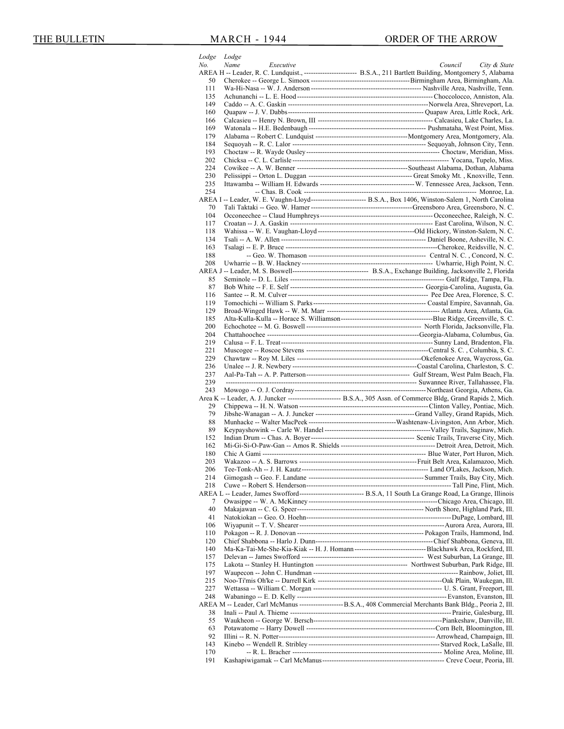| Lodge No. | Lodge Name | Executive | Council | City & State |
|---|---|---|---|---|
| AREA H -- Leader, R. C. Lundquist., | | | B.S.A., 211 Bartlett Building, | Montgomery 5, Alabama |
| 50 | Cherokee | George L. Simoox | Birmingham Area | Birmingham, Ala. |
| 111 | Wa-Hi-Nasa | W. J. Anderson | Nashville Area | Nashville, Tenn. |
| 135 | Achunanchi | L. E. Hood | Choccolocco | Anniston, Ala. |
| 149 | Caddo | A. C. Gaskin | Norwela Area | Shreveport, La. |
| 160 | Quapaw | J. V. Dabbs | Quapaw Area | Little Rock, Ark. |
| 166 | Calcasieu | Henry N. Brown, III | Calcasieu | Lake Charles, La. |
| 169 | Watonala | H.E. Bedenbaugh | Pushmataha | West Point, Miss. |
| 179 | Alabama | Robert C. Lundquist | Montgomery Area | Montgomery, Ala. |
| 184 | Sequoyah | R. C. Lalor | Sequoyah | Johnson City, Tenn. |
| 193 | Choctaw | R. Wayde Ousley | Choctaw | Meridian, Miss. |
| 202 | Chicksa | C. L. Carlisle | Yocana | Tupelo, Miss. |
| 224 | Cowikee | A. W. Benner | Southeast Alabama | Dothan, Alabama |
| 230 | Pelissippi | Orton L. Duggan | Great Smoky Mt. | Knoxville, Tenn. |
| 235 | Ittawamba | William H. Edwards | W. Tennessee Area | Jackson, Tenn. |
| 254 | | Chas. B. Cook | | Monroe, La. |
| AREA I -- Leader, W. E. Vaughn-Lloyd | | | B.S.A., Box 1406, | Winston-Salem 1, North Carolina |
| 70 | Tali Taktaki | Geo. W. Hamer | Greensboro Area | Greensboro, N. C. |
| 104 | Occoneechee | Claud Humphreys | Occoneechee | Raleigh, N. C. |
| 117 | Croatan | J. A. Gaskin | East Carolina | Wilson, N. C. |
| 118 | Wahissa | W. E. Vaughan-Lloyd | Old Hickory | Winston-Salem, N. C. |
| 134 | Tsali | A. W. Allen | Daniel Boone | Asheville, N. C. |
| 163 | Tsalagi | E. P. Bruce | Cherokee | Reidsville, N. C. |
| 188 | | Geo. W. Thomason | Central N. C. | Concord, N. C. |
| 208 | Uwharrie | B. W. Hackney | Uwharrie | High Point, N. C. |
| AREA J -- Leader, M. S. Boswell | | | B.S.A., Exchange Building, | Jacksonville 2, Florida |
| 85 | Seminole | D. L. Liles | Gulf Ridge | Tampa, Fla. |
| 87 | Bob White | F. E. Self | Georgia-Carolina | Augusta, Ga. |
| 116 | Santee | R. M. Culver | Pee Dee Area | Florence, S. C. |
| 119 | Tomochichi | William S. Parks | Coastal Empire | Savannah, Ga. |
| 129 | Broad-Winged Hawk | W. M. Marr | Atlanta Area | Atlanta, Ga. |
| 185 | Alta-Kulla-Kulla | Horace S. Williamson | Blue Ridge | Greenville, S. C. |
| 200 | Echochotee | M. G. Boswell | North Florida | Jacksonville, Fla. |
| 204 | Chattahoochee | | Georgia-Alabama | Columbus, Ga. |
| 219 | Calusa | F. L. Treat | Sunny Land | Bradenton, Fla. |
| 221 | Muscogee | Roscoe Stevens | Central S. C. | Columbia, S. C. |
| 229 | Chawtaw | Roy M. Liles | Okefenokee Area | Waycross, Ga. |
| 236 | Unalee | J. R. Newbery | Coastal Carolina | Charleston, S. C. |
| 237 | Aal-Pa-Tah | A. P. Patterson | Gulf Stream | West Palm Beach, Fla. |
| 239 | | | Suwannee River | Tallahassee, Fla. |
| 243 | Mowogo | O. J. Cordray | Northeast Georgia | Athens, Ga. |
| Area K -- Leader, A. J. Juncker | | | B.S.A., 305 Assn. of Commerce Bldg, | Grand Rapids 2, Mich. |
| 29 | Chippewa | H. N. Watson | Clinton Valley | Pontiac, Mich. |
| 79 | Jibshe-Wanagan | A. J. Juncker | Grand Valley | Grand Rapids, Mich. |
| 88 | Munhacke | Walter MacPeek | Washtenaw-Livingston | Ann Arbor, Mich. |
| 89 | Keypayshowink | Carle W. Handel | Valley Trails | Saginaw, Mich. |
| 152 | Indian Drum | Chas. A. Boyer | Scenic Trails | Traverse City, Mich. |
| 162 | Mi-Gi-Si-O-Paw-Gan | Amos R. Shields | Detroit Area | Detroit, Mich. |
| 180 | Chic A Gami | | Blue Water | Port Huron, Mich. |
| 203 | Wakazoo | A. S. Barrows | Fruit Belt Area | Kalamazoo, Mich. |
| 206 | Tee-Tonk-Ah | J. H. Kautz | Land O'Lakes | Jackson, Mich. |
| 214 | Gimogash | Geo. F. Landane | Summer Trails | Bay City, Mich. |
| 218 | Cuwe | Robert S. Henderson | Tall Pine | Flint, Mich. |
| AREA L -- Leader, James Swofford | | | B.S.A, 11 South La Grange Road, | La Grange, Illinois |
| 7 | Owasippe | W. A. McKinney | Chicago Area | Chicago, Ill. |
| 40 | Makajawan | C. G. Speer | North Shore | Highland Park, Ill. |
| 41 | Natokiokan | Geo. O. Hoehn | DuPage | Lombard, Ill. |
| 106 | Wiyapunit | T. V. Shearer | Aurora Area | Aurora, Ill. |
| 110 | Pokagon | R. J. Donovan | Pokagon Trails | Hammond, Ind. |
| 120 | Chief Shabbona | Harlo J. Dunn | Chief Shabbona | Geneva, Ill. |
| 140 | Ma-Ka-Tai-Me-She-Kia-Kiak | H. J. Homann | Blackhawk Area | Rockford, Ill. |
| 157 | Delevan | James Swofford | West Suburban | La Grange, Ill. |
| 175 | Lakota | Stanley H. Huntington | Northwest Suburban | Park Ridge, Ill. |
| 197 | Waupecon | John C. Hundman | Rainbow | Joliet, Ill. |
| 215 | Noo-Ti'mis Oh'ke | Darrell Kirk | Oak Plain | Waukegan, Ill. |
| 227 | Wettassa | William C. Morgan | U. S. Grant | Freeport, Ill. |
| 248 | Wabaningo | E. D. Kelly | Evanston | Evanston, Ill. |
| AREA M -- Leader, Carl McManus | | | B.S.A., 408 Commercial Merchants Bank Bldg., | Peoria 2, Ill. |
| 38 | Inali | Paul A. Thieme | Prairie | Galesburg, Ill. |
| 55 | Waukheon | George W. Bersch | Piankeshaw | Danville, Ill. |
| 63 | Potawatome | Harry Dowell | Corn Belt | Bloomington, Ill. |
| 92 | Illini | R. N. Potter | Arrowhead | Champaign, Ill. |
| 143 | Kinebo | Wendell R. Stribley | Starved Rock | LaSalle, Ill. |
| 170 | | R. L. Bracher | Moline Area | Moline, Ill. |
| 191 | Kashapiwigamak | Carl McManus | Creve Coeur | Peoria, Ill. |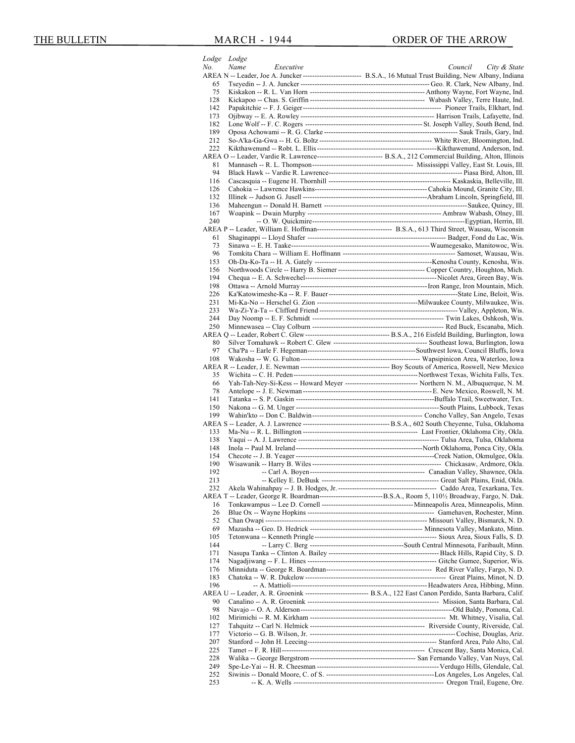| Lodge No. | Lodge Name | Executive | Council | City & State |
|---|---|---|---|---|
| AREA N -- Leader, Joe A. Juncker | | | B.S.A., 16 Mutual Trust Building, New Albany, Indiana | |
| 65 | Tseyedin | J. A. Juncker | Geo. R. Clark | New Albany, Ind. |
| 75 | Kiskakon | R. L. Van Horn | Anthony Wayne | Fort Wayne, Ind. |
| 128 | Kickapoo | Chas. S. Griffin | Wabash Valley | Terre Haute, Ind. |
| 142 | Papakitchie | F. J. Geiger | Pioneer Trails | Elkhart, Ind. |
| 173 | Ojibway | E. A. Rowley | Harrison Trails | Lafayette, Ind. |
| 182 | Lone Wolf | F. C. Rogers | St. Joseph Valley | South Bend, Ind. |
| 189 | Oposa Achowami | R. G. Clarke | Sauk Trails | Gary, Ind. |
| 212 | So-A'ka-Ga-Gwa | H. G. Boltz | White River | Bloomington, Ind. |
| 222 | Kikthawenund | Robt. L. Ellis | Kikthawenund | Anderson, Ind. |
| AREA O -- Leader, Vardie R. Lawrence | | | B.S.A., 212 Commercial Building, Alton, Illinois | |
| 81 | Mannaseh | R. L. Thompson | Mississippi Valley | East St. Louis, Ill. |
| 94 | Black Hawk | Vardie R. Lawrence | Piasa Bird | Alton, Ill. |
| 116 | Cascasquia | Eugene H. Thornhill | Kaskaskia | Belleville, Ill. |
| 126 | Cahokia | Lawrence Hawkins | Cahokia Mound | Granite City, Ill. |
| 132 | Illinek | Judson G. Jusell | Abraham Lincoln | Springfield, Ill. |
| 136 | Maheengun | Donald H. Barnett | Saukee | Quincy, Ill. |
| 167 | Woapink | Dwain Murphy | Ambraw Wabash | Olney, Ill. |
| 240 | | O. W. Quickmire | Egyptian | Herrin, Ill. |
| AREA P -- Leader, William E. Hoffman | | | B.S.A., 613 Third Street, Wausau, Wisconsin | |
| 61 | Shaginappi | Lloyd Shafer | Badger | Fond du Lac, Wis. |
| 73 | Sinawa | E. H. Taake | Waumegesako | Manitowoc, Wis. |
| 96 | Tomkita Chara | William E. Hoffmann | Samoset | Wausau, Wis. |
| 153 | Oh-Da-Ko-Ta | H. A. Gately | Kenosha County | Kenosha, Wis. |
| 156 | Northwoods Circle | Harry B. Siemer | Copper Country | Houghton, Mich. |
| 194 | Chequa | E. A. Schwechel | Nicolet Area | Green Bay, Wis. |
| 198 | Ottawa | Arnold Murray | Iron Range | Iron Mountain, Mich. |
| 226 | Ka'Katowimeshe-Ka | R. F. Bauer | State Line | Beloit, Wis. |
| 231 | Mi-Ka-No | Herschel G. Zion | Milwaukee County | Milwaukee, Wis. |
| 233 | Wa-Zi-Ya-Ta | Clifford Friend | Valley | Appleton, Wis. |
| 244 | Day Noomp | E. F. Schmidt | Twin Lakes | Oshkosh, Wis. |
| 250 | Minnewasea | Clay Colburn | Red Buck | Escanaba, Mich. |
| AREA Q -- Leader, Robert C. Glew | | | B.S.A., 216 Eisfeld Building, Burlington, Iowa | |
| 80 | Silver Tomahawk | Robert C. Glew | Southeast Iowa | Burlington, Iowa |
| 97 | Cha'Pa | Earle F. Hegeman | Southwest Iowa | Council Bluffs, Iowa |
| 108 | Wakosha | W. G. Fulton | Wapsipinicon Area | Waterloo, Iowa |
| AREA R -- Leader, J. E. Newman | | | Boy Scouts of America, Roswell, New Mexico | |
| 35 | Wichita | C. H. Peden | Northwest Texas | Wichita Falls, Tex. |
| 66 | Yah-Tah-Ney-Si-Kess | Howard Meyer | Northern N. M. | Albuquerque, N. M. |
| 78 | Antelope | J. E. Newman | E. New Mexico | Roswell, N. M. |
| 141 | Tatanka | S. P. Gaskin | Buffalo Trail | Sweetwater, Tex. |
| 150 | Nakona | G. M. Unger | South Plains | Lubbock, Texas |
| 199 | Wahin'kto | Don C. Baldwin | Concho Valley | San Angelo, Texas |
| AREA S -- Leader, A. J. Lawrence | | | B.S.A., 602 South Cheyenne, Tulsa, Oklahoma | |
| 133 | Ma-Nu | R. L. Billington | Last Frontier | Oklahoma City, Okla. |
| 138 | Yaqui | A. J. Lawrence | Tulsa Area | Tulsa, Oklahoma |
| 148 | Inola | Paul M. Ireland | North Oklahoma | Ponca City, Okla. |
| 154 | Checote | J. B. Yeager | Creek Nation | Okmulgee, Okla. |
| 190 | Wisawanik | Harry B. Wiles | Chickasaw | Ardmore, Okla. |
| 192 | | Carl A. Boyen | Canadian Valley | Shawnee, Okla. |
| 213 | | Kelley E. DeBusk | Great Salt Plains | Enid, Okla. |
| 232 | Akela Wahinahpay | J. B. Hodges, Jr. | Caddo Area | Texarkana, Tex. |
| AREA T -- Leader, George R. Boardman | | | B.S.A., Room 5, 110½ Broadway, Fargo, N. Dak. | |
| 16 | Tonkawampus | Lee D. Cornell | Minneapolis Area | Minneapolis, Minn. |
| 26 | Blue Ox | Wayne Hopkins | Gamehaven | Rochester, Minn. |
| 52 | Chan Owapi | | Missouri Valley | Bismarck, N. D. |
| 69 | Mazasha | Geo. D. Hedrick | Minnesota Valley | Mankato, Minn. |
| 105 | Tetonwana | Kenneth Pringle | Sioux Area | Sioux Falls, S. D. |
| 144 | | Larry C. Berg | South Central Minnesota | Faribault, Minn. |
| 171 | Nasupa Tanka | Clinton A. Bailey | Black Hills | Rapid City, S. D. |
| 174 | Nagadjiwang | F. L. Hines | Gitche Gumee | Superior, Wis. |
| 176 | Minniduta | George R. Boardman | Red River Valley | Fargo, N. D. |
| 183 | Chatoka | W. R. Dukelow | Great Plains | Minot, N. D. |
| 196 | | A. Mattioli | Headwaters Area | Hibbing, Minn. |
| AREA U -- Leader, A. R. Groenink | | | B.S.A., 122 East Canon Perdido, Santa Barbara, Calif. | |
| 90 | Canalino | A. R. Groenink | Mission | Santa Barbara, Cal. |
| 98 | Navajo | O. A. Alderson | Old Baldy | Pomona, Cal. |
| 102 | Mirimichi | R. M. Kirkham | Mt. Whitney | Visalia, Cal. |
| 127 | Tahquitz | Carl N. Helmick | Riverside County | Riverside, Cal. |
| 177 | Victorio | G. B. Wilson, Jr. | Cochise | Douglas, Ariz. |
| 207 | Stanford | John H. Leecing | Stanford Area | Palo Alto, Cal. |
| 225 | Tamet | F. R. Hill | Crescent Bay | Santa Monica, Cal. |
| 228 | Walika | George Bergstrom | San Fernando Valley | Van Nuys, Cal. |
| 249 | Spe-Le-Yai | H. R. Cheesman | Verdugo Hills | Glendale, Cal. |
| 252 | Siwinis | Donald Moore, C. of S. | Los Angeles | Los Angeles, Cal. |
| 253 | | K. A. Wells | Oregon Trail | Eugene, Ore. |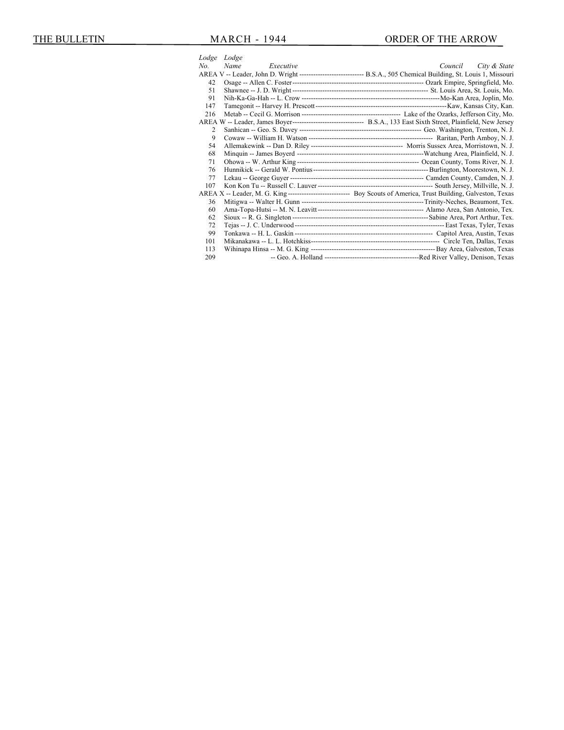| Lodge No. | Lodge Name -- Executive | Council — City & State |
|---|---|---|
| AREA V -- Leader, John D. Wright | | B.S.A., 505 Chemical Building, St. Louis 1, Missouri |
| 42 | Osage -- Allen C. Foster | Ozark Empire, Springfield, Mo. |
| 51 | Shawnee -- J. D. Wright | St. Louis Area, St. Louis, Mo. |
| 91 | Nih-Ka-Ga-Hah -- L. Crow | Mo-Kan Area, Joplin, Mo. |
| 147 | Tamegonit -- Harvey H. Prescott | Kaw, Kansas City, Kan. |
| 216 | Metab -- Cecil G. Morrison | Lake of the Ozarks, Jefferson City, Mo. |
| AREA W -- Leader, James Boyer | | B.S.A., 133 East Sixth Street, Plainfield, New Jersey |
| 2 | Sanhican -- Geo. S. Davey | Geo. Washington, Trenton, N. J. |
| 9 | Cowaw -- William H. Watson | Raritan, Perth Amboy, N. J. |
| 54 | Allemakewink -- Dan D. Riley | Morris Sussex Area, Morristown, N. J. |
| 68 | Minquin -- James Boyerd | Watchung Area, Plainfield, N. J. |
| 71 | Ohowa -- W. Arthur King | Ocean County, Toms River, N. J. |
| 76 | Hunnikick -- Gerald W. Pontius | Burlington, Moorestown, N. J. |
| 77 | Lekau -- George Guyer | Camden County, Camden, N. J. |
| 107 | Kon Kon Tu -- Russell C. Lauver | South Jersey, Millville, N. J. |
| AREA X -- Leader, M. G. King | | Boy Scouts of America, Trust Building, Galveston, Texas |
| 36 | Mitigwa -- Walter H. Gunn | Trinity-Neches, Beaumont, Tex. |
| 60 | Ama-Topa-Hutsi -- M. N. Leavitt | Alamo Area, San Antonio, Tex. |
| 62 | Sioux -- R. G. Singleton | Sabine Area, Port Arthur, Tex. |
| 72 | Tejas -- J. C. Underwood | East Texas, Tyler, Texas |
| 99 | Tonkawa -- H. L. Gaskin | Capitol Area, Austin, Texas |
| 101 | Mikanakawa -- L. L. Hotchkiss | Circle Ten, Dallas, Texas |
| 113 | Wihinapa Hinsa -- M. G. King | Bay Area, Galveston, Texas |
| 209 | -- Geo. A. Holland | Red River Valley, Denison, Texas |